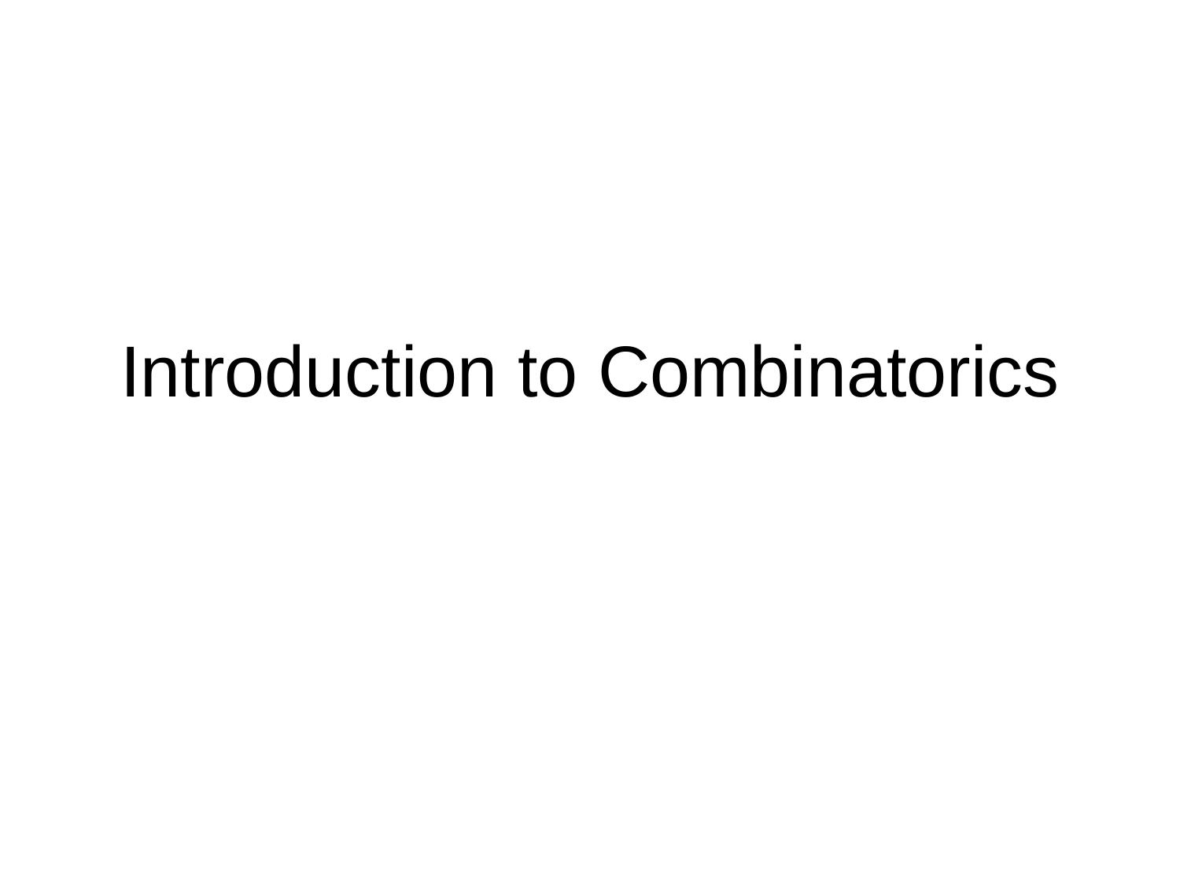# Introduction to Combinatorics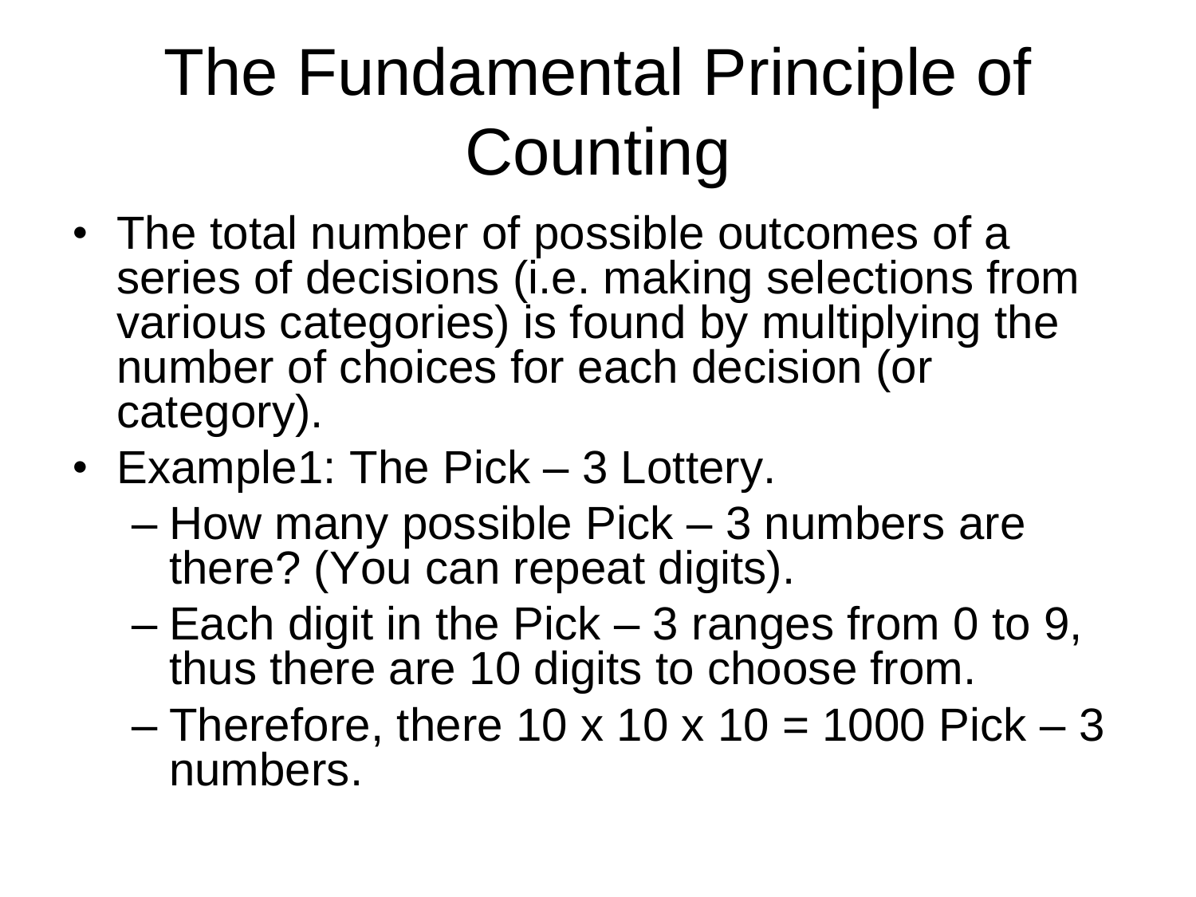# The Fundamental Principle of Counting

- The total number of possible outcomes of a series of decisions (i.e. making selections from various categories) is found by multiplying the number of choices for each decision (or category).
- Example1: The Pick – 3 Lottery.
  - How many possible Pick – 3 numbers are there? (You can repeat digits).
  - Each digit in the Pick – 3 ranges from 0 to 9, thus there are 10 digits to choose from.
  - Therefore, there $10 \times 10 \times 10 = 1000$ Pick – 3 numbers.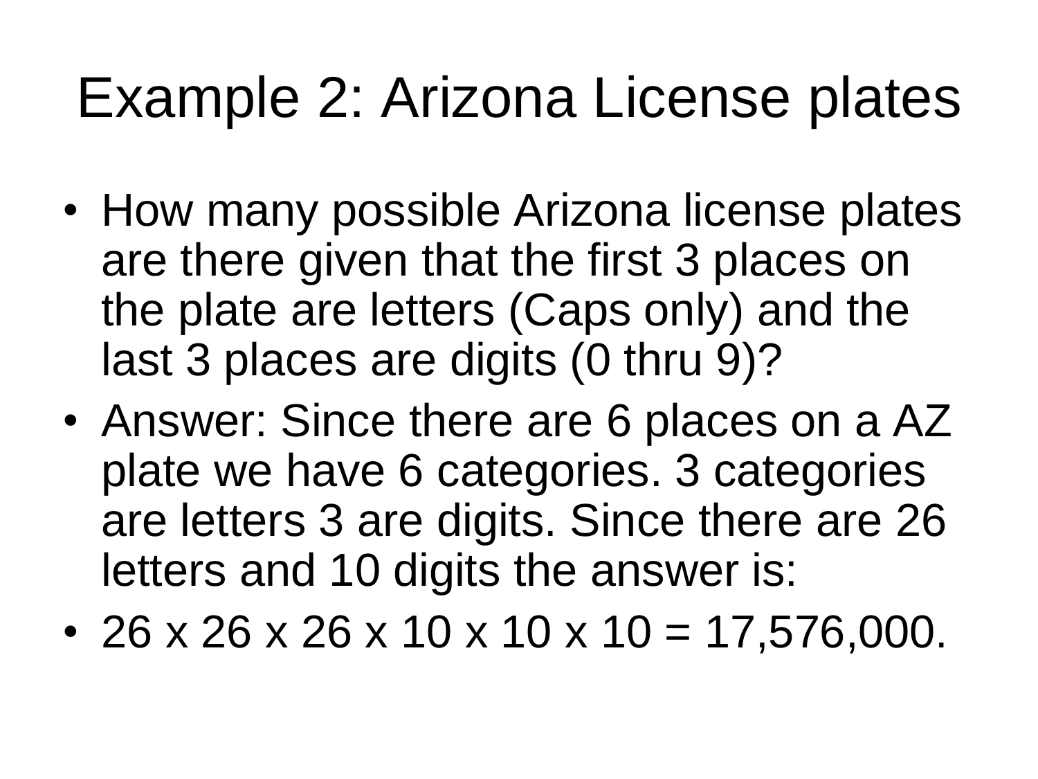# Example 2: Arizona License plates

- How many possible Arizona license plates are there given that the first 3 places on the plate are letters (Caps only) and the last 3 places are digits (0 thru 9)?
- Answer: Since there are 6 places on a AZ plate we have 6 categories. 3 categories are letters 3 are digits. Since there are 26 letters and 10 digits the answer is:
- $26 \times 26 \times 26 \times 10 \times 10 \times 10 = 17{,}576{,}000$.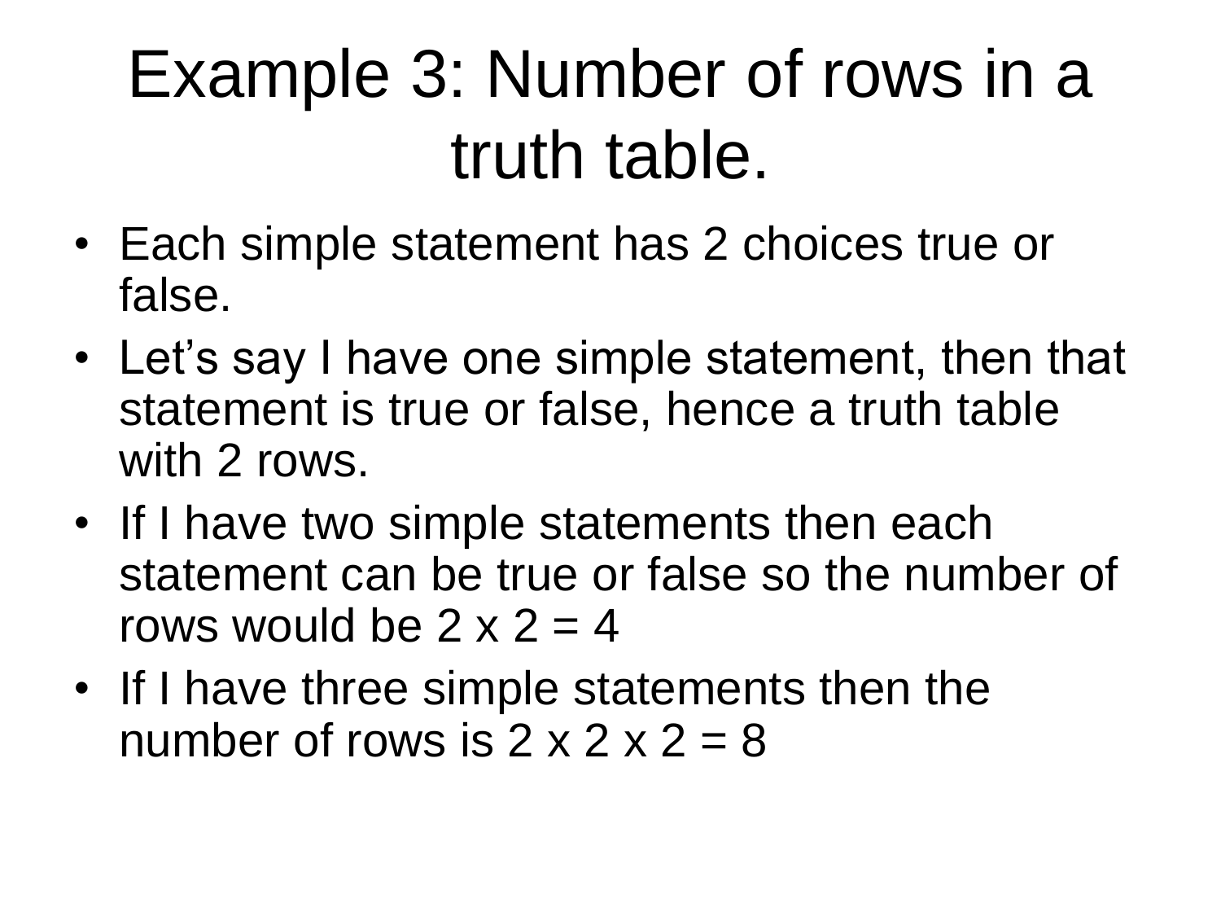# Example 3: Number of rows in a truth table.

- Each simple statement has 2 choices true or false.
- Let's say I have one simple statement, then that statement is true or false, hence a truth table with 2 rows.
- If I have two simple statements then each statement can be true or false so the number of rows would be $2 \times 2 = 4$
- If I have three simple statements then the number of rows is $2 \times 2 \times 2 = 8$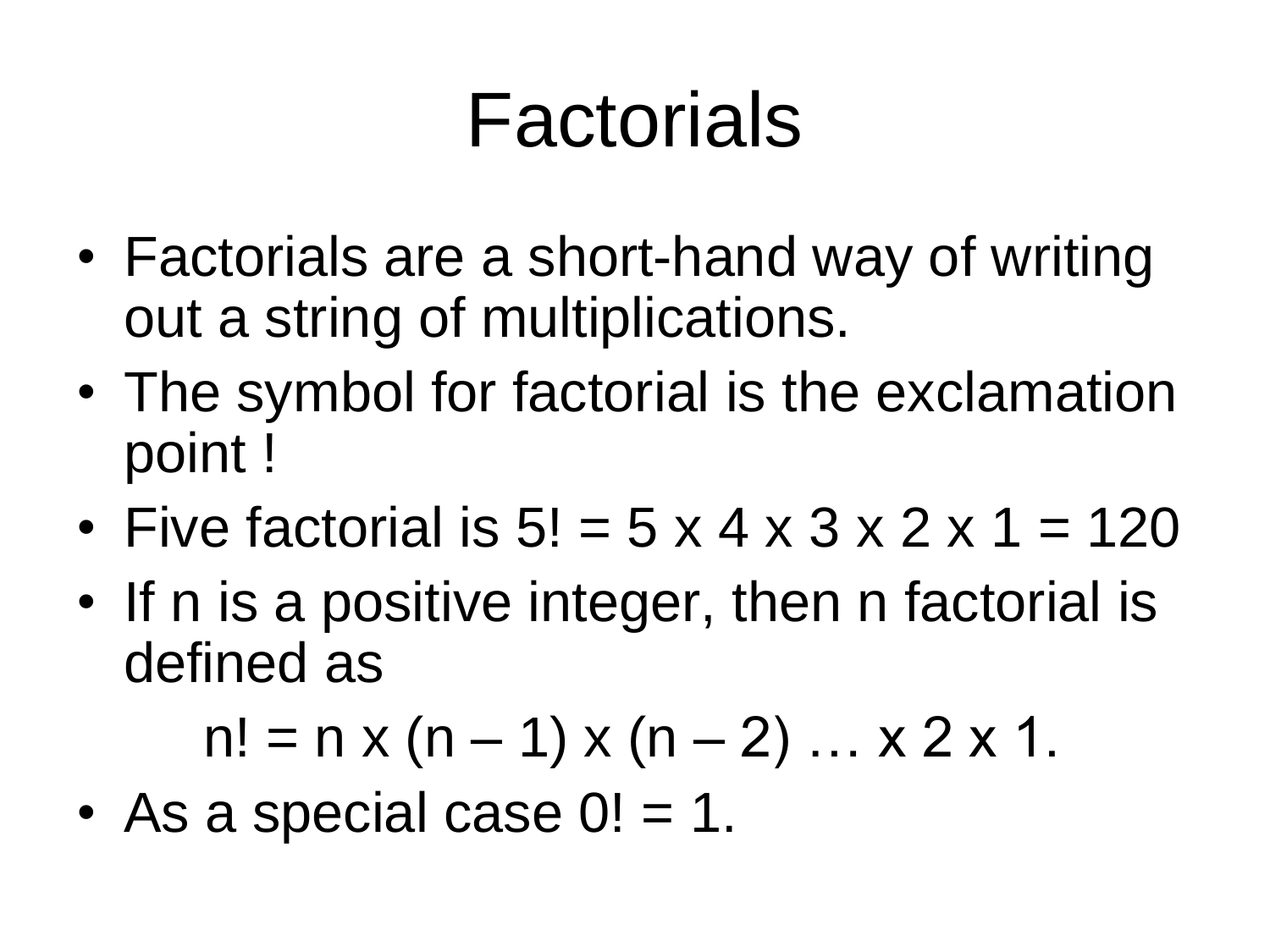# Factorials

- Factorials are a short-hand way of writing out a string of multiplications.
- The symbol for factorial is the exclamation point !
- Five factorial is $5! = 5 \times 4 \times 3 \times 2 \times 1 = 120$
- If n is a positive integer, then n factorial is defined as

$$n! = n \times (n - 1) \times (n - 2) \ldots \times 2 \times 1.$$

- As a special case $0! = 1$.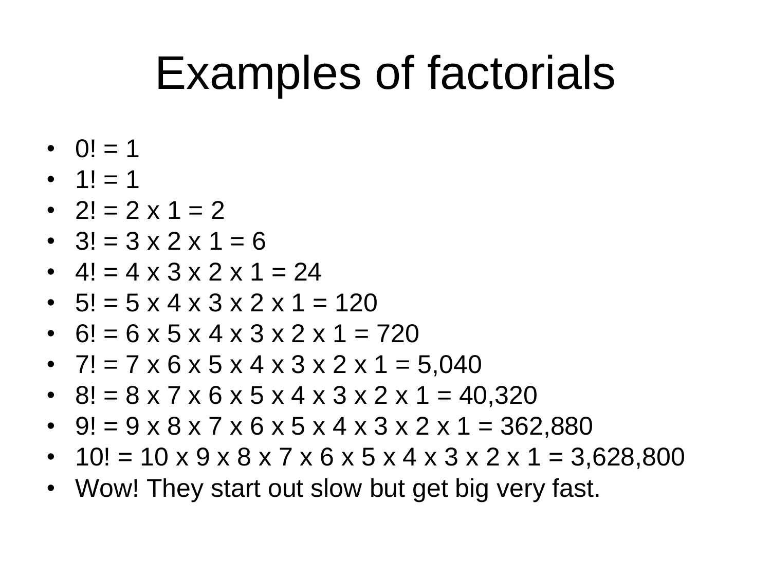# Examples of factorials

- $0! = 1$
- $1! = 1$
- $2! = 2 \times 1 = 2$
- $3! = 3 \times 2 \times 1 = 6$
- $4! = 4 \times 3 \times 2 \times 1 = 24$
- $5! = 5 \times 4 \times 3 \times 2 \times 1 = 120$
- $6! = 6 \times 5 \times 4 \times 3 \times 2 \times 1 = 720$
- $7! = 7 \times 6 \times 5 \times 4 \times 3 \times 2 \times 1 = 5{,}040$
- $8! = 8 \times 7 \times 6 \times 5 \times 4 \times 3 \times 2 \times 1 = 40{,}320$
- $9! = 9 \times 8 \times 7 \times 6 \times 5 \times 4 \times 3 \times 2 \times 1 = 362{,}880$
- $10! = 10 \times 9 \times 8 \times 7 \times 6 \times 5 \times 4 \times 3 \times 2 \times 1 = 3{,}628{,}800$
- Wow! They start out slow but get big very fast.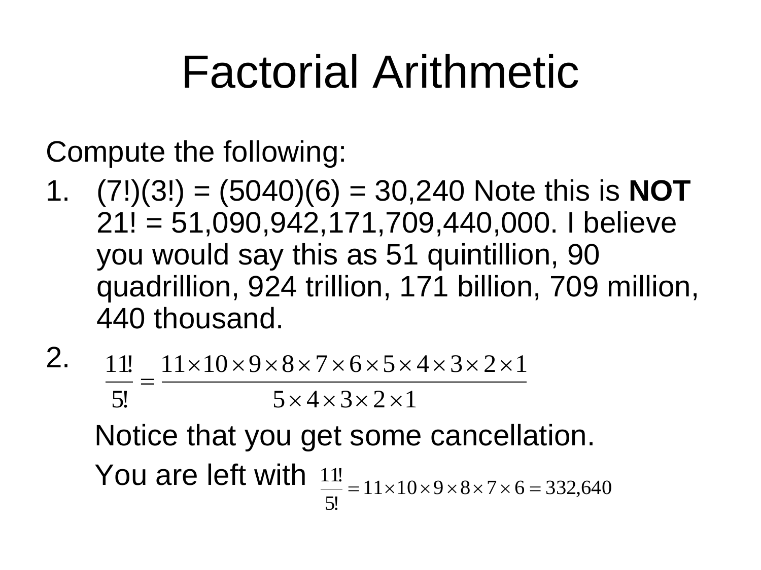# Factorial Arithmetic

Compute the following:

1. (7!)(3!) = (5040)(6) = 30,240 Note this is **NOT** 21! = 51,090,942,171,709,440,000. I believe you would say this as 51 quintillion, 90 quadrillion, 924 trillion, 171 billion, 709 million, 440 thousand.

2. $$\frac{11!}{5!} = \frac{11 \times 10 \times 9 \times 8 \times 7 \times 6 \times 5 \times 4 \times 3 \times 2 \times 1}{5 \times 4 \times 3 \times 2 \times 1}$$

   Notice that you get some cancellation.

   You are left with $\frac{11!}{5!} = 11 \times 10 \times 9 \times 8 \times 7 \times 6 = 332{,}640$